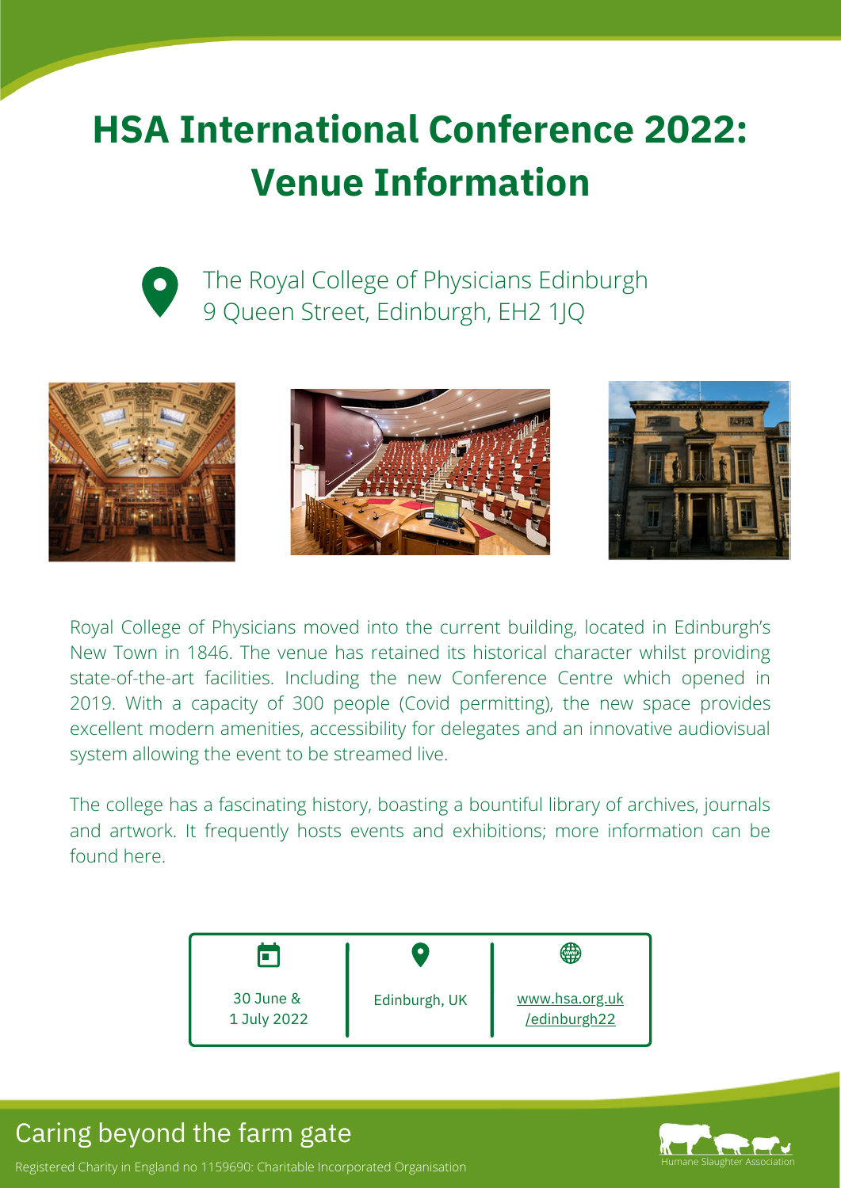# HSA International Conference 2022: Venue Information

The Royal College of Physicians Edinburgh
9 Queen Street, Edinburgh, EH2 1JQ

Royal College of Physicians moved into the current building, located in Edinburgh's New Town in 1846. The venue has retained its historical character whilst providing state-of-the-art facilities. Including the new Conference Centre which opened in 2019. With a capacity of 300 people (Covid permitting), the new space provides excellent modern amenities, accessibility for delegates and an innovative audiovisual system allowing the event to be streamed live.

The college has a fascinating history, boasting a bountiful library of archives, journals and artwork. It frequently hosts events and exhibitions; more information can be found here.

| 30 June & 1 July 2022 | Edinburgh, UK | www.hsa.org.uk/edinburgh22 |
|---|---|---|

Caring beyond the farm gate

Registered Charity in England no 1159690: Charitable Incorporated Organisation

Humane Slaughter Association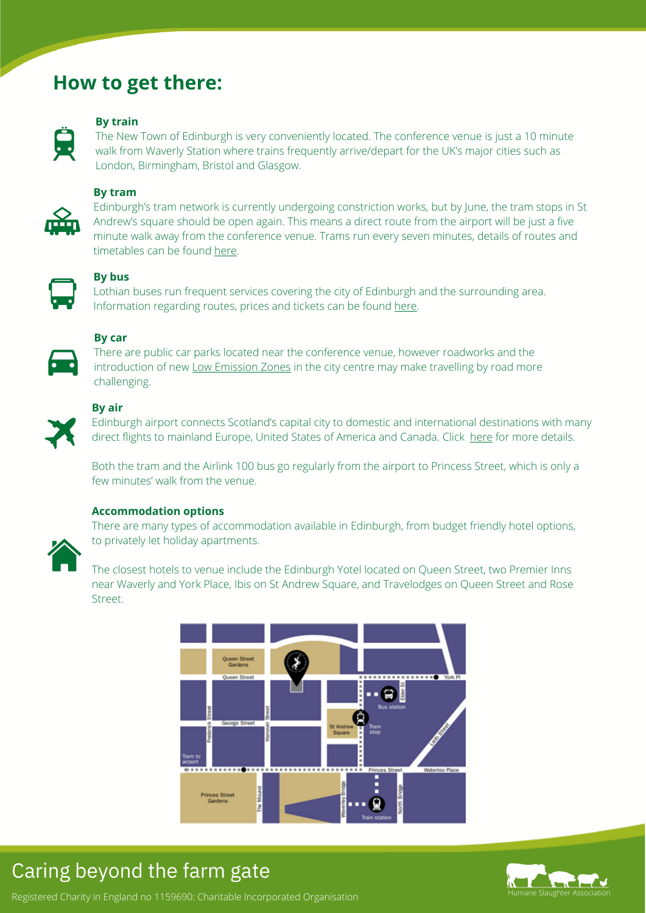# How to get there:

### By train

The New Town of Edinburgh is very conveniently located. The conference venue is just a 10 minute walk from Waverly Station where trains frequently arrive/depart for the UK's major cities such as London, Birmingham, Bristol and Glasgow.

### By tram

Edinburgh's tram network is currently undergoing constriction works, but by June, the tram stops in St Andrew's square should be open again. This means a direct route from the airport will be just a five minute walk away from the conference venue. Trams run every seven minutes, details of routes and timetables can be found here.

### By bus

Lothian buses run frequent services covering the city of Edinburgh and the surrounding area. Information regarding routes, prices and tickets can be found here.

### By car

There are public car parks located near the conference venue, however roadworks and the introduction of new Low Emission Zones in the city centre may make travelling by road more challenging.

### By air

Edinburgh airport connects Scotland's capital city to domestic and international destinations with many direct flights to mainland Europe, United States of America and Canada. Click here for more details.

Both the tram and the Airlink 100 bus go regularly from the airport to Princess Street, which is only a few minutes' walk from the venue.

### Accommodation options

There are many types of accommodation available in Edinburgh, from budget friendly hotel options, to privately let holiday apartments.

The closest hotels to venue include the Edinburgh Yotel located on Queen Street, two Premier Inns near Waverly and York Place, Ibis on St Andrew Square, and Travelodges on Queen Street and Rose Street.

Queen Street Gardens
Queen Street
York Pl
Elder St
Bus station
Frederick Street
George Street
Hanover Street
St Andrew Square
Tram stop
Leith Street
Tram to airport
Princes Street
Waterloo Place
Princes Street Gardens
The Mound
Waverley Bridge
North Bridge
Train station

Caring beyond the farm gate

Registered Charity in England no 1159690: Charitable Incorporated Organisation

Humane Slaughter Association